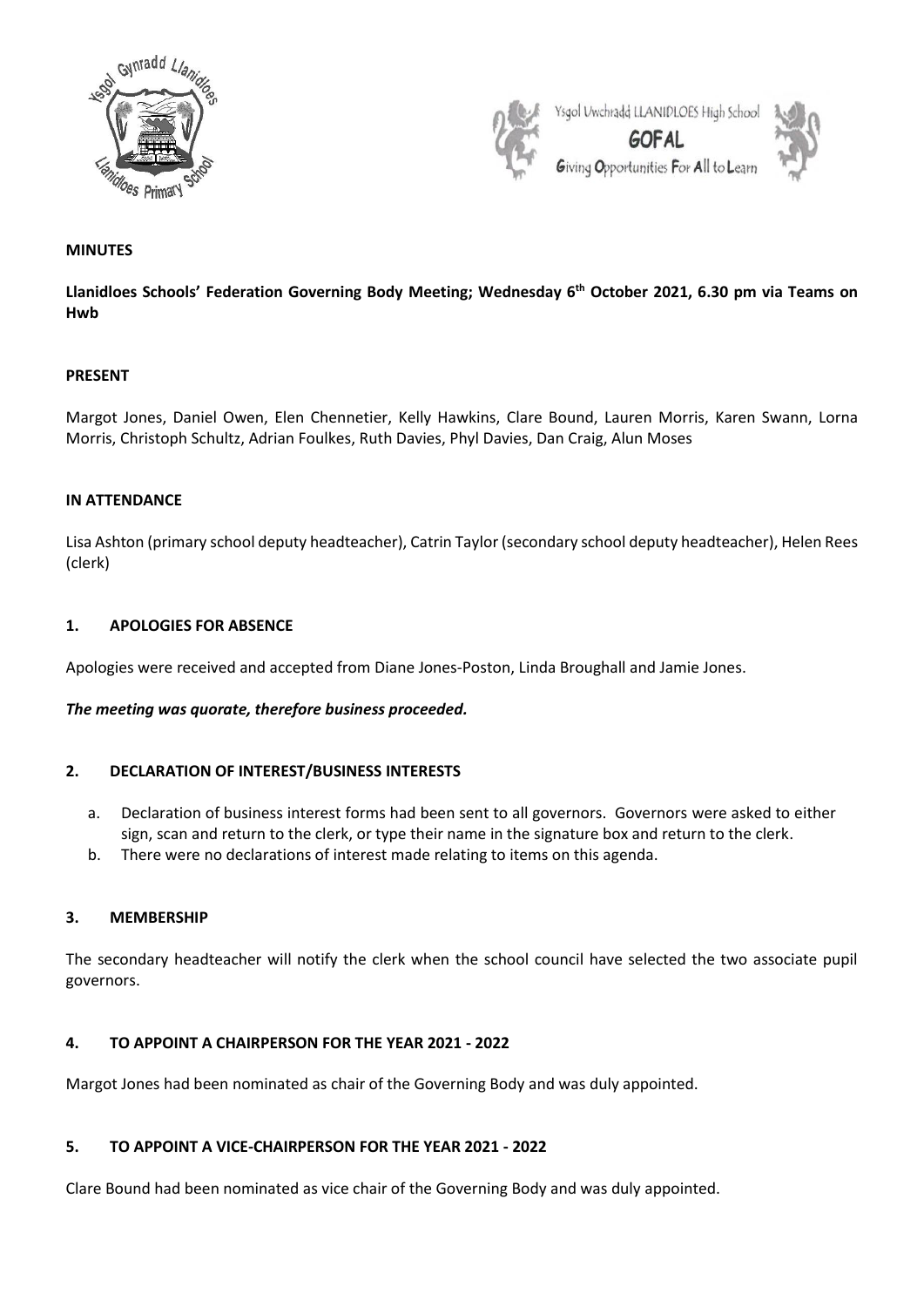**MINUTES**

**Llanidloes Schools' Federation Governing Body Meeting; Wednesday 6th October 2021, 6.30 pm via Teams on Hwb**

**PRESENT**

Margot Jones, Daniel Owen, Elen Chennetier, Kelly Hawkins, Clare Bound, Lauren Morris, Karen Swann, Lorna Morris, Christoph Schultz, Adrian Foulkes, Ruth Davies, Phyl Davies, Dan Craig, Alun Moses

**IN ATTENDANCE**

Lisa Ashton (primary school deputy headteacher), Catrin Taylor (secondary school deputy headteacher), Helen Rees (clerk)

## 1. APOLOGIES FOR ABSENCE

Apologies were received and accepted from Diane Jones-Poston, Linda Broughall and Jamie Jones.

***The meeting was quorate, therefore business proceeded.***

## 2. DECLARATION OF INTEREST/BUSINESS INTERESTS

a. Declaration of business interest forms had been sent to all governors. Governors were asked to either sign, scan and return to the clerk, or type their name in the signature box and return to the clerk.
b. There were no declarations of interest made relating to items on this agenda.

## 3. MEMBERSHIP

The secondary headteacher will notify the clerk when the school council have selected the two associate pupil governors.

## 4. TO APPOINT A CHAIRPERSON FOR THE YEAR 2021 - 2022

Margot Jones had been nominated as chair of the Governing Body and was duly appointed.

## 5. TO APPOINT A VICE-CHAIRPERSON FOR THE YEAR 2021 - 2022

Clare Bound had been nominated as vice chair of the Governing Body and was duly appointed.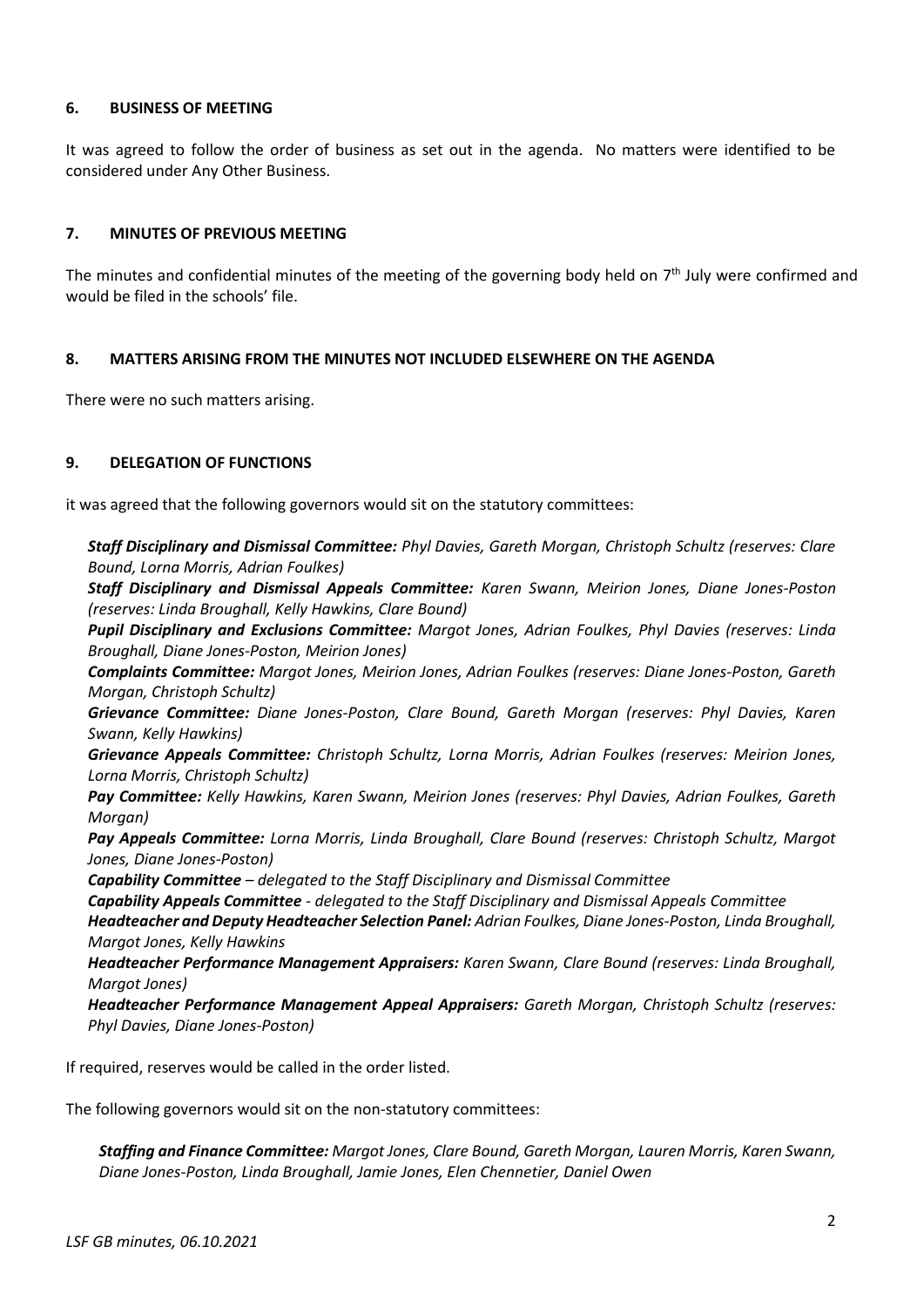### 6. BUSINESS OF MEETING

It was agreed to follow the order of business as set out in the agenda. No matters were identified to be considered under Any Other Business.

### 7. MINUTES OF PREVIOUS MEETING

The minutes and confidential minutes of the meeting of the governing body held on 7th July were confirmed and would be filed in the schools' file.

### 8. MATTERS ARISING FROM THE MINUTES NOT INCLUDED ELSEWHERE ON THE AGENDA

There were no such matters arising.

### 9. DELEGATION OF FUNCTIONS

it was agreed that the following governors would sit on the statutory committees:

***Staff Disciplinary and Dismissal Committee:*** *Phyl Davies, Gareth Morgan, Christoph Schultz (reserves: Clare Bound, Lorna Morris, Adrian Foulkes)*
***Staff Disciplinary and Dismissal Appeals Committee:*** *Karen Swann, Meirion Jones, Diane Jones-Poston (reserves: Linda Broughall, Kelly Hawkins, Clare Bound)*
***Pupil Disciplinary and Exclusions Committee:*** *Margot Jones, Adrian Foulkes, Phyl Davies (reserves: Linda Broughall, Diane Jones-Poston, Meirion Jones)*
***Complaints Committee:*** *Margot Jones, Meirion Jones, Adrian Foulkes (reserves: Diane Jones-Poston, Gareth Morgan, Christoph Schultz)*
***Grievance Committee:*** *Diane Jones-Poston, Clare Bound, Gareth Morgan (reserves: Phyl Davies, Karen Swann, Kelly Hawkins)*
***Grievance Appeals Committee:*** *Christoph Schultz, Lorna Morris, Adrian Foulkes (reserves: Meirion Jones, Lorna Morris, Christoph Schultz)*
***Pay Committee:*** *Kelly Hawkins, Karen Swann, Meirion Jones (reserves: Phyl Davies, Adrian Foulkes, Gareth Morgan)*
***Pay Appeals Committee:*** *Lorna Morris, Linda Broughall, Clare Bound (reserves: Christoph Schultz, Margot Jones, Diane Jones-Poston)*
***Capability Committee*** *– delegated to the Staff Disciplinary and Dismissal Committee*
***Capability Appeals Committee*** *- delegated to the Staff Disciplinary and Dismissal Appeals Committee*
***Headteacher and Deputy Headteacher Selection Panel:*** *Adrian Foulkes, Diane Jones-Poston, Linda Broughall, Margot Jones, Kelly Hawkins*
***Headteacher Performance Management Appraisers:*** *Karen Swann, Clare Bound (reserves: Linda Broughall, Margot Jones)*
***Headteacher Performance Management Appeal Appraisers:*** *Gareth Morgan, Christoph Schultz (reserves: Phyl Davies, Diane Jones-Poston)*

If required, reserves would be called in the order listed.

The following governors would sit on the non-statutory committees:

***Staffing and Finance Committee:*** *Margot Jones, Clare Bound, Gareth Morgan, Lauren Morris, Karen Swann, Diane Jones-Poston, Linda Broughall, Jamie Jones, Elen Chennetier, Daniel Owen*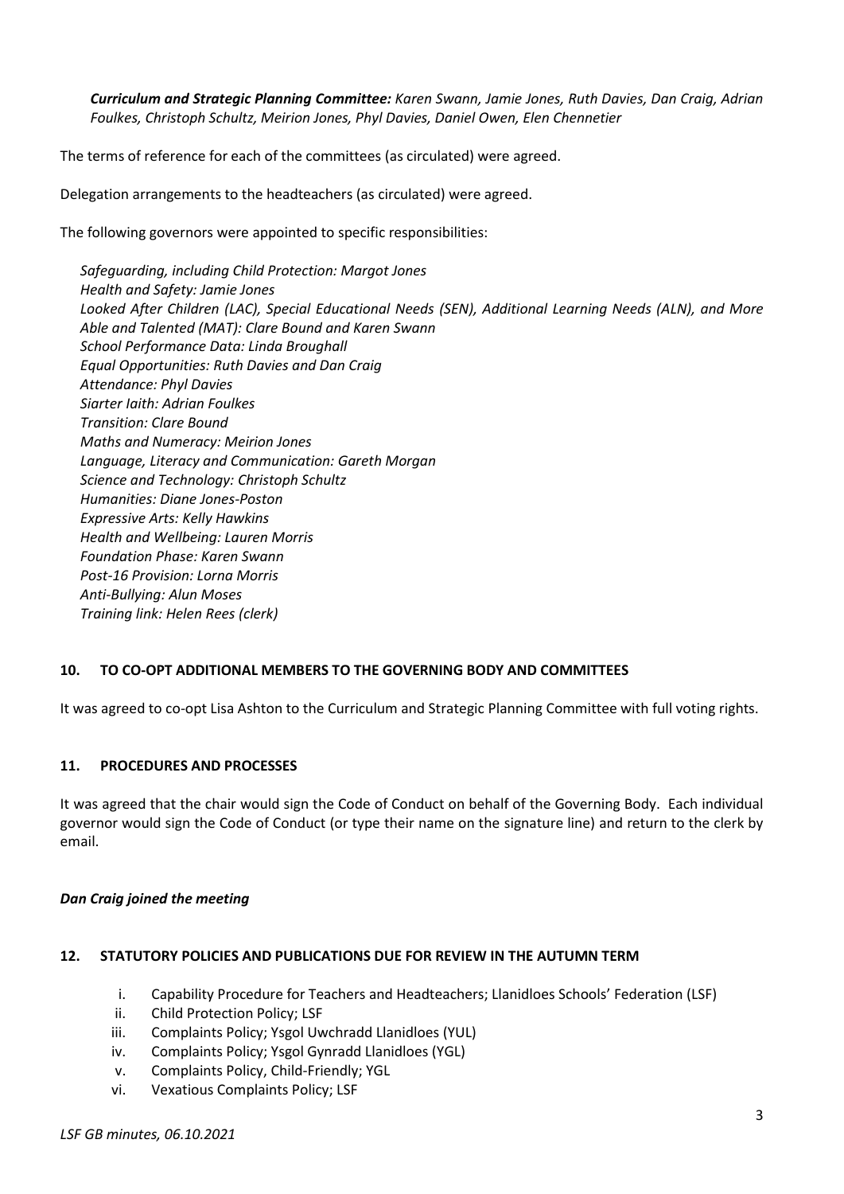***Curriculum and Strategic Planning Committee:*** *Karen Swann, Jamie Jones, Ruth Davies, Dan Craig, Adrian Foulkes, Christoph Schultz, Meirion Jones, Phyl Davies, Daniel Owen, Elen Chennetier*

The terms of reference for each of the committees (as circulated) were agreed.

Delegation arrangements to the headteachers (as circulated) were agreed.

The following governors were appointed to specific responsibilities:

*Safeguarding, including Child Protection: Margot Jones*
*Health and Safety: Jamie Jones*
*Looked After Children (LAC), Special Educational Needs (SEN), Additional Learning Needs (ALN), and More Able and Talented (MAT): Clare Bound and Karen Swann*
*School Performance Data: Linda Broughall*
*Equal Opportunities: Ruth Davies and Dan Craig*
*Attendance: Phyl Davies*
*Siarter Iaith: Adrian Foulkes*
*Transition: Clare Bound*
*Maths and Numeracy: Meirion Jones*
*Language, Literacy and Communication: Gareth Morgan*
*Science and Technology: Christoph Schultz*
*Humanities: Diane Jones-Poston*
*Expressive Arts: Kelly Hawkins*
*Health and Wellbeing: Lauren Morris*
*Foundation Phase: Karen Swann*
*Post-16 Provision: Lorna Morris*
*Anti-Bullying: Alun Moses*
*Training link: Helen Rees (clerk)*

## 10. TO CO-OPT ADDITIONAL MEMBERS TO THE GOVERNING BODY AND COMMITTEES

It was agreed to co-opt Lisa Ashton to the Curriculum and Strategic Planning Committee with full voting rights.

## 11. PROCEDURES AND PROCESSES

It was agreed that the chair would sign the Code of Conduct on behalf of the Governing Body. Each individual governor would sign the Code of Conduct (or type their name on the signature line) and return to the clerk by email.

***Dan Craig joined the meeting***

## 12. STATUTORY POLICIES AND PUBLICATIONS DUE FOR REVIEW IN THE AUTUMN TERM

i. Capability Procedure for Teachers and Headteachers; Llanidloes Schools' Federation (LSF)
ii. Child Protection Policy; LSF
iii. Complaints Policy; Ysgol Uwchradd Llanidloes (YUL)
iv. Complaints Policy; Ysgol Gynradd Llanidloes (YGL)
v. Complaints Policy, Child-Friendly; YGL
vi. Vexatious Complaints Policy; LSF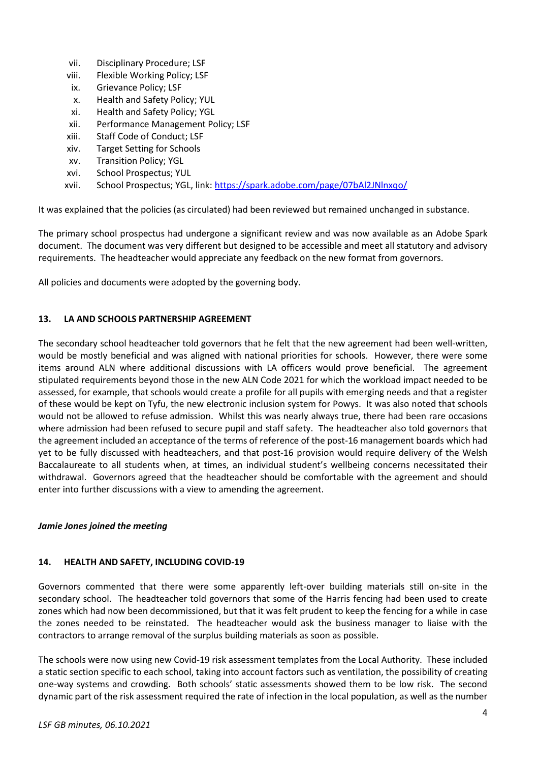vii. Disciplinary Procedure; LSF
viii. Flexible Working Policy; LSF
ix. Grievance Policy; LSF
x. Health and Safety Policy; YUL
xi. Health and Safety Policy; YGL
xii. Performance Management Policy; LSF
xiii. Staff Code of Conduct; LSF
xiv. Target Setting for Schools
xv. Transition Policy; YGL
xvi. School Prospectus; YUL
xvii. School Prospectus; YGL, link: https://spark.adobe.com/page/07bAl2JNlnxqo/

It was explained that the policies (as circulated) had been reviewed but remained unchanged in substance.

The primary school prospectus had undergone a significant review and was now available as an Adobe Spark document. The document was very different but designed to be accessible and meet all statutory and advisory requirements. The headteacher would appreciate any feedback on the new format from governors.

All policies and documents were adopted by the governing body.

## 13. LA AND SCHOOLS PARTNERSHIP AGREEMENT

The secondary school headteacher told governors that he felt that the new agreement had been well-written, would be mostly beneficial and was aligned with national priorities for schools. However, there were some items around ALN where additional discussions with LA officers would prove beneficial. The agreement stipulated requirements beyond those in the new ALN Code 2021 for which the workload impact needed to be assessed, for example, that schools would create a profile for all pupils with emerging needs and that a register of these would be kept on Tyfu, the new electronic inclusion system for Powys. It was also noted that schools would not be allowed to refuse admission. Whilst this was nearly always true, there had been rare occasions where admission had been refused to secure pupil and staff safety. The headteacher also told governors that the agreement included an acceptance of the terms of reference of the post-16 management boards which had yet to be fully discussed with headteachers, and that post-16 provision would require delivery of the Welsh Baccalaureate to all students when, at times, an individual student's wellbeing concerns necessitated their withdrawal. Governors agreed that the headteacher should be comfortable with the agreement and should enter into further discussions with a view to amending the agreement.

***Jamie Jones joined the meeting***

## 14. HEALTH AND SAFETY, INCLUDING COVID-19

Governors commented that there were some apparently left-over building materials still on-site in the secondary school. The headteacher told governors that some of the Harris fencing had been used to create zones which had now been decommissioned, but that it was felt prudent to keep the fencing for a while in case the zones needed to be reinstated. The headteacher would ask the business manager to liaise with the contractors to arrange removal of the surplus building materials as soon as possible.

The schools were now using new Covid-19 risk assessment templates from the Local Authority. These included a static section specific to each school, taking into account factors such as ventilation, the possibility of creating one-way systems and crowding. Both schools' static assessments showed them to be low risk. The second dynamic part of the risk assessment required the rate of infection in the local population, as well as the number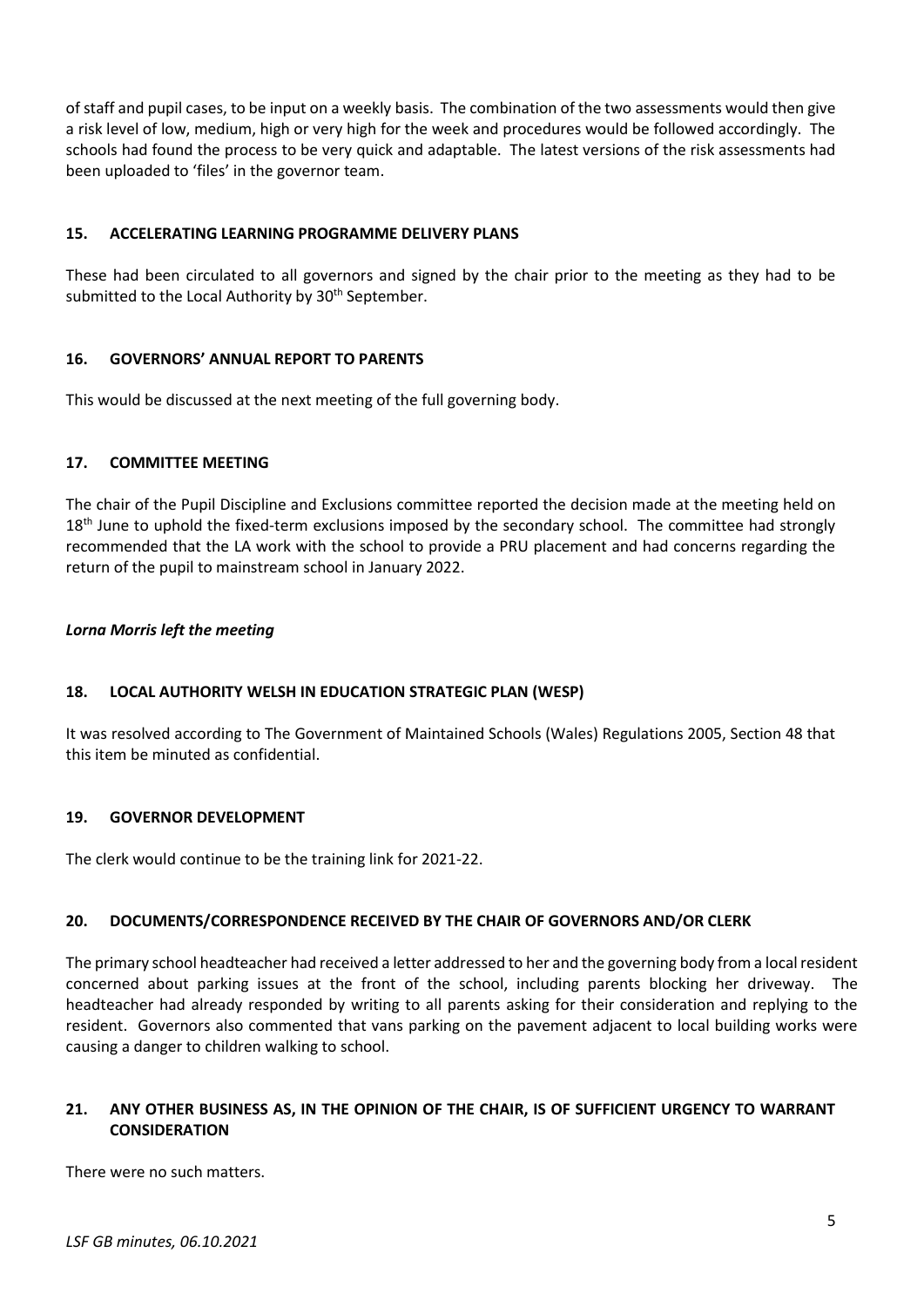of staff and pupil cases, to be input on a weekly basis. The combination of the two assessments would then give a risk level of low, medium, high or very high for the week and procedures would be followed accordingly. The schools had found the process to be very quick and adaptable. The latest versions of the risk assessments had been uploaded to 'files' in the governor team.

### 15. ACCELERATING LEARNING PROGRAMME DELIVERY PLANS

These had been circulated to all governors and signed by the chair prior to the meeting as they had to be submitted to the Local Authority by 30th September.

### 16. GOVERNORS' ANNUAL REPORT TO PARENTS

This would be discussed at the next meeting of the full governing body.

### 17. COMMITTEE MEETING

The chair of the Pupil Discipline and Exclusions committee reported the decision made at the meeting held on 18th June to uphold the fixed-term exclusions imposed by the secondary school. The committee had strongly recommended that the LA work with the school to provide a PRU placement and had concerns regarding the return of the pupil to mainstream school in January 2022.

***Lorna Morris left the meeting***

### 18. LOCAL AUTHORITY WELSH IN EDUCATION STRATEGIC PLAN (WESP)

It was resolved according to The Government of Maintained Schools (Wales) Regulations 2005, Section 48 that this item be minuted as confidential.

### 19. GOVERNOR DEVELOPMENT

The clerk would continue to be the training link for 2021-22.

### 20. DOCUMENTS/CORRESPONDENCE RECEIVED BY THE CHAIR OF GOVERNORS AND/OR CLERK

The primary school headteacher had received a letter addressed to her and the governing body from a local resident concerned about parking issues at the front of the school, including parents blocking her driveway. The headteacher had already responded by writing to all parents asking for their consideration and replying to the resident. Governors also commented that vans parking on the pavement adjacent to local building works were causing a danger to children walking to school.

### 21. ANY OTHER BUSINESS AS, IN THE OPINION OF THE CHAIR, IS OF SUFFICIENT URGENCY TO WARRANT CONSIDERATION

There were no such matters.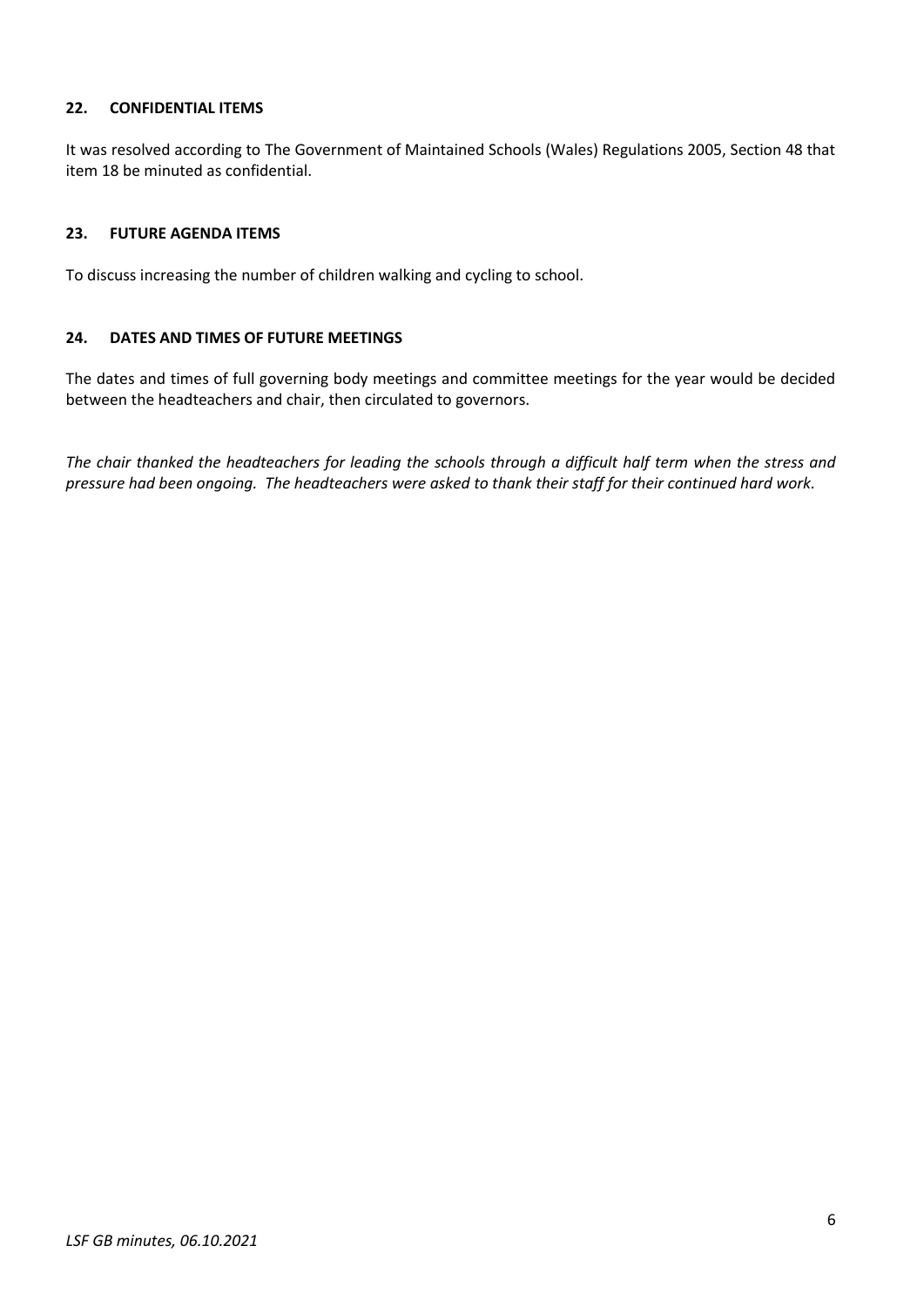## 22. CONFIDENTIAL ITEMS

It was resolved according to The Government of Maintained Schools (Wales) Regulations 2005, Section 48 that item 18 be minuted as confidential.

## 23. FUTURE AGENDA ITEMS

To discuss increasing the number of children walking and cycling to school.

## 24. DATES AND TIMES OF FUTURE MEETINGS

The dates and times of full governing body meetings and committee meetings for the year would be decided between the headteachers and chair, then circulated to governors.

*The chair thanked the headteachers for leading the schools through a difficult half term when the stress and pressure had been ongoing. The headteachers were asked to thank their staff for their continued hard work.*